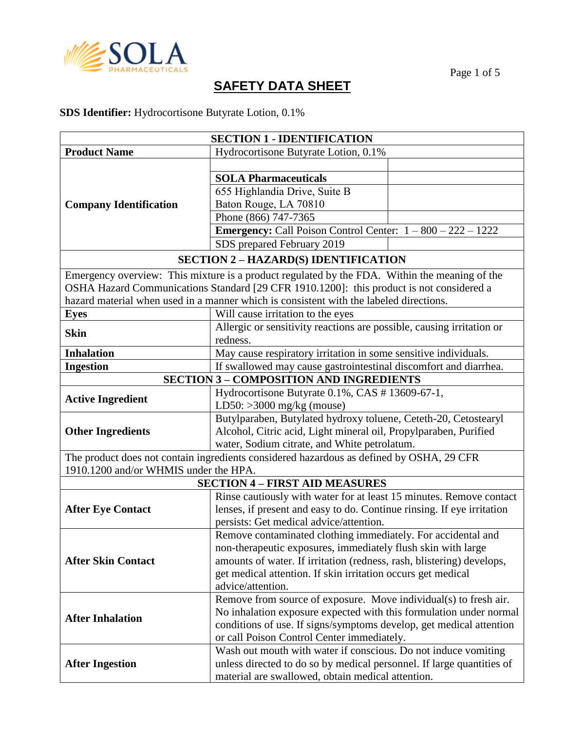# SAFETY DATA SHEET

**SDS Identifier:** Hydrocortisone Butyrate Lotion, 0.1%

| | |
|---|---|
| **SECTION 1 - IDENTIFICATION** | |
| **Product Name** | Hydrocortisone Butyrate Lotion, 0.1% |
| **Company Identification** | **SOLA Pharmaceuticals**<br>655 Highlandia Drive, Suite B<br>Baton Rouge, LA 70810<br>Phone (866) 747-7365<br>**Emergency:** Call Poison Control Center: 1 – 800 – 222 – 1222<br>SDS prepared February 2019 |
| **SECTION 2 – HAZARD(S) IDENTIFICATION** | |
| Emergency overview: This mixture is a product regulated by the FDA. Within the meaning of the OSHA Hazard Communications Standard [29 CFR 1910.1200]: this product is not considered a hazard material when used in a manner which is consistent with the labeled directions. | |
| **Eyes** | Will cause irritation to the eyes |
| **Skin** | Allergic or sensitivity reactions are possible, causing irritation or redness. |
| **Inhalation** | May cause respiratory irritation in some sensitive individuals. |
| **Ingestion** | If swallowed may cause gastrointestinal discomfort and diarrhea. |
| **SECTION 3 – COMPOSITION AND INGREDIENTS** | |
| **Active Ingredient** | Hydrocortisone Butyrate 0.1%, CAS # 13609-67-1,<br>LD50: >3000 mg/kg (mouse) |
| **Other Ingredients** | Butylparaben, Butylated hydroxy toluene, Ceteth-20, Cetostearyl Alcohol, Citric acid, Light mineral oil, Propylparaben, Purified water, Sodium citrate, and White petrolatum. |
| The product does not contain ingredients considered hazardous as defined by OSHA, 29 CFR 1910.1200 and/or WHMIS under the HPA. | |
| **SECTION 4 – FIRST AID MEASURES** | |
| **After Eye Contact** | Rinse cautiously with water for at least 15 minutes. Remove contact lenses, if present and easy to do. Continue rinsing. If eye irritation persists: Get medical advice/attention. |
| **After Skin Contact** | Remove contaminated clothing immediately. For accidental and non-therapeutic exposures, immediately flush skin with large amounts of water. If irritation (redness, rash, blistering) develops, get medical attention. If skin irritation occurs get medical advice/attention. |
| **After Inhalation** | Remove from source of exposure. Move individual(s) to fresh air. No inhalation exposure expected with this formulation under normal conditions of use. If signs/symptoms develop, get medical attention or call Poison Control Center immediately. |
| **After Ingestion** | Wash out mouth with water if conscious. Do not induce vomiting unless directed to do so by medical personnel. If large quantities of material are swallowed, obtain medical attention. |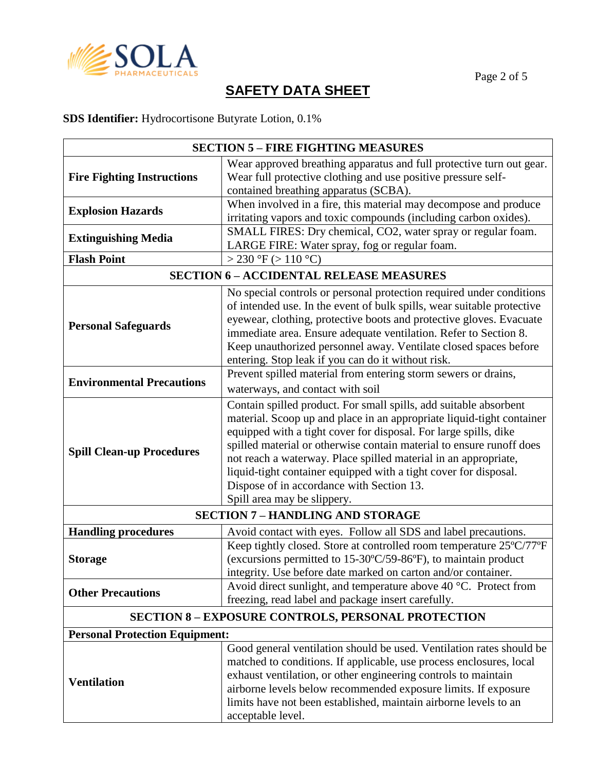# SAFETY DATA SHEET

**SDS Identifier:** Hydrocortisone Butyrate Lotion, 0.1%

| SECTION 5 – FIRE FIGHTING MEASURES | |
|---|---|
| **Fire Fighting Instructions** | Wear approved breathing apparatus and full protective turn out gear. Wear full protective clothing and use positive pressure self-contained breathing apparatus (SCBA). |
| **Explosion Hazards** | When involved in a fire, this material may decompose and produce irritating vapors and toxic compounds (including carbon oxides). |
| **Extinguishing Media** | SMALL FIRES: Dry chemical, $CO_2$, water spray or regular foam. LARGE FIRE: Water spray, fog or regular foam. |
| **Flash Point** | > 230 °F (> 110 °C) |
| **SECTION 6 – ACCIDENTAL RELEASE MEASURES** | |
| **Personal Safeguards** | No special controls or personal protection required under conditions of intended use. In the event of bulk spills, wear suitable protective eyewear, clothing, protective boots and protective gloves. Evacuate immediate area. Ensure adequate ventilation. Refer to Section 8. Keep unauthorized personnel away. Ventilate closed spaces before entering. Stop leak if you can do it without risk. |
| **Environmental Precautions** | Prevent spilled material from entering storm sewers or drains, waterways, and contact with soil |
| **Spill Clean-up Procedures** | Contain spilled product. For small spills, add suitable absorbent material. Scoop up and place in an appropriate liquid-tight container equipped with a tight cover for disposal. For large spills, dike spilled material or otherwise contain material to ensure runoff does not reach a waterway. Place spilled material in an appropriate, liquid-tight container equipped with a tight cover for disposal. Dispose of in accordance with Section 13. Spill area may be slippery. |
| **SECTION 7 – HANDLING AND STORAGE** | |
| **Handling procedures** | Avoid contact with eyes. Follow all SDS and label precautions. |
| **Storage** | Keep tightly closed. Store at controlled room temperature 25ºC/77ºF (excursions permitted to 15-30ºC/59-86ºF), to maintain product integrity. Use before date marked on carton and/or container. |
| **Other Precautions** | Avoid direct sunlight, and temperature above 40 °C. Protect from freezing, read label and package insert carefully. |
| **SECTION 8 – EXPOSURE CONTROLS, PERSONAL PROTECTION** | |
| **Personal Protection Equipment:** | |
| **Ventilation** | Good general ventilation should be used. Ventilation rates should be matched to conditions. If applicable, use process enclosures, local exhaust ventilation, or other engineering controls to maintain airborne levels below recommended exposure limits. If exposure limits have not been established, maintain airborne levels to an acceptable level. |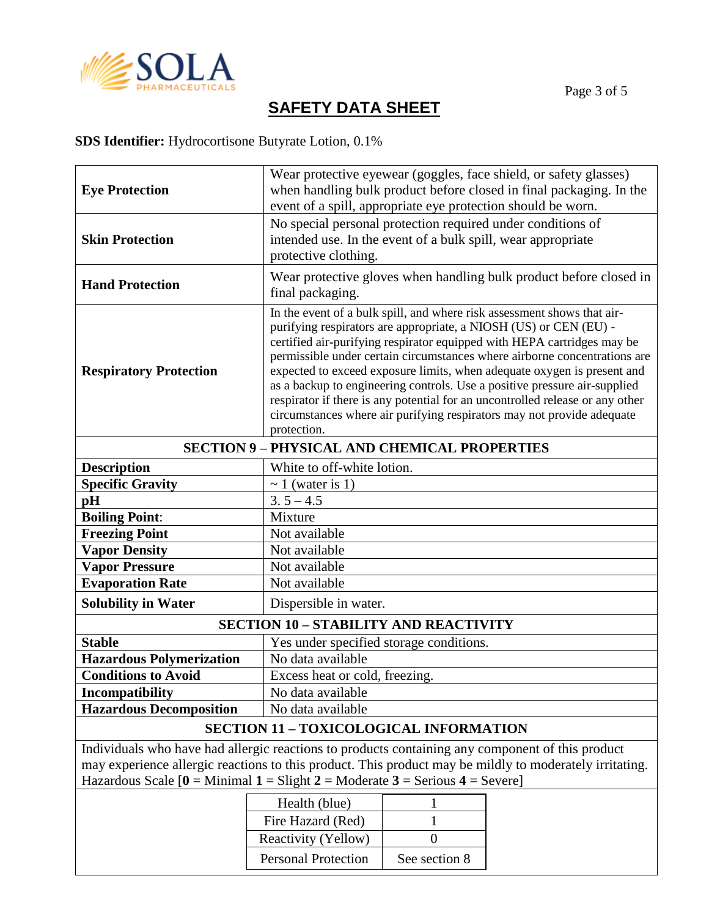# SAFETY DATA SHEET

**SDS Identifier:** Hydrocortisone Butyrate Lotion, 0.1%

| | |
|---|---|
| **Eye Protection** | Wear protective eyewear (goggles, face shield, or safety glasses) when handling bulk product before closed in final packaging. In the event of a spill, appropriate eye protection should be worn. |
| **Skin Protection** | No special personal protection required under conditions of intended use. In the event of a bulk spill, wear appropriate protective clothing. |
| **Hand Protection** | Wear protective gloves when handling bulk product before closed in final packaging. |
| **Respiratory Protection** | In the event of a bulk spill, and where risk assessment shows that air-purifying respirators are appropriate, a NIOSH (US) or CEN (EU) - certified air-purifying respirator equipped with HEPA cartridges may be permissible under certain circumstances where airborne concentrations are expected to exceed exposure limits, when adequate oxygen is present and as a backup to engineering controls. Use a positive pressure air-supplied respirator if there is any potential for an uncontrolled release or any other circumstances where air purifying respirators may not provide adequate protection. |

## SECTION 9 – PHYSICAL AND CHEMICAL PROPERTIES

| | |
|---|---|
| **Description** | White to off-white lotion. |
| **Specific Gravity** | ~ 1 (water is 1) |
| **pH** | 3. 5 – 4.5 |
| **Boiling Point**: | Mixture |
| **Freezing Point** | Not available |
| **Vapor Density** | Not available |
| **Vapor Pressure** | Not available |
| **Evaporation Rate** | Not available |
| **Solubility in Water** | Dispersible in water. |

## SECTION 10 – STABILITY AND REACTIVITY

| | |
|---|---|
| **Stable** | Yes under specified storage conditions. |
| **Hazardous Polymerization** | No data available |
| **Conditions to Avoid** | Excess heat or cold, freezing. |
| **Incompatibility** | No data available |
| **Hazardous Decomposition** | No data available |

## SECTION 11 – TOXICOLOGICAL INFORMATION

Individuals who have had allergic reactions to products containing any component of this product may experience allergic reactions to this product. This product may be mildly to moderately irritating. Hazardous Scale [**0** = Minimal **1** = Slight **2** = Moderate **3** = Serious **4** = Severe]

| | |
|---|---|
| Health (blue) | 1 |
| Fire Hazard (Red) | 1 |
| Reactivity (Yellow) | 0 |
| Personal Protection | See section 8 |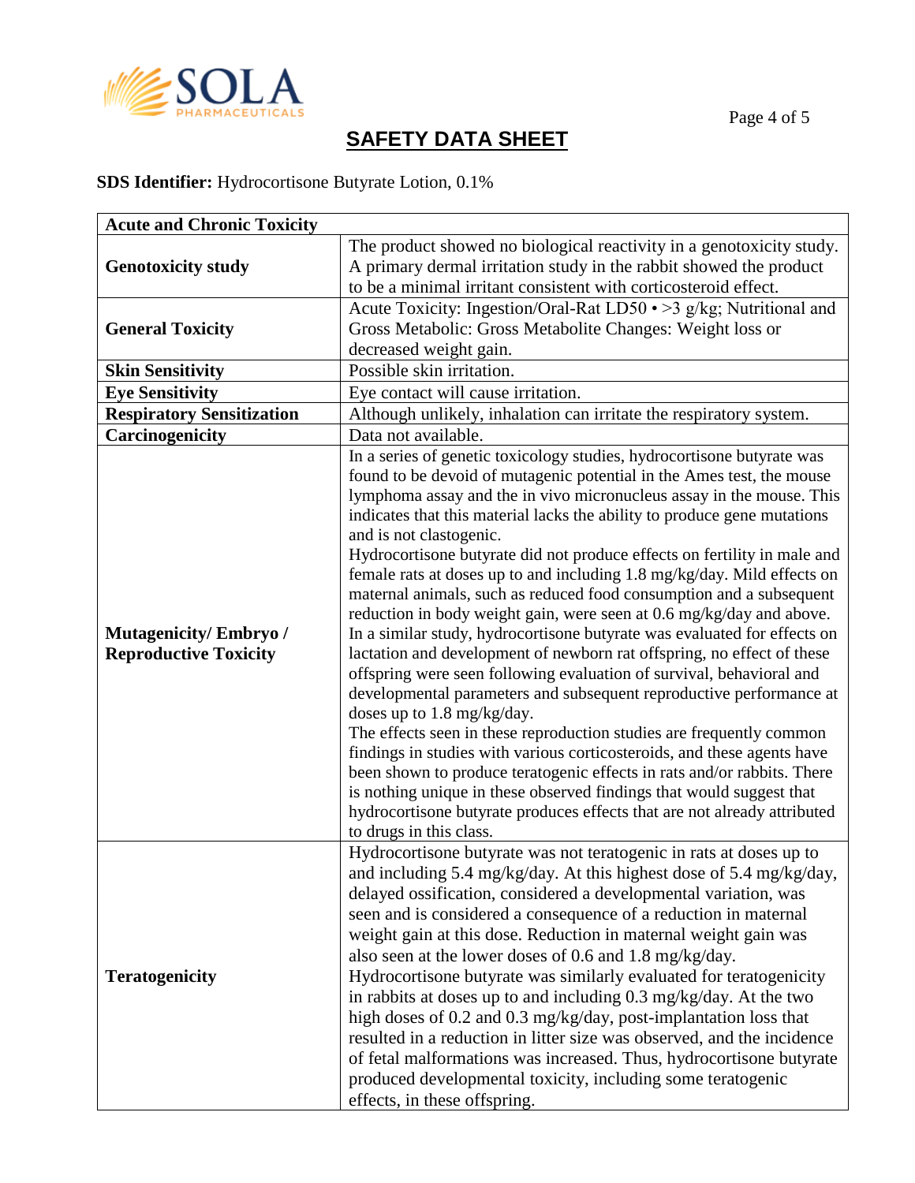## SAFETY DATA SHEET

**SDS Identifier:** Hydrocortisone Butyrate Lotion, 0.1%

| **Acute and Chronic Toxicity** | |
|---|---|
| **Genotoxicity study** | The product showed no biological reactivity in a genotoxicity study. A primary dermal irritation study in the rabbit showed the product to be a minimal irritant consistent with corticosteroid effect. |
| **General Toxicity** | Acute Toxicity: Ingestion/Oral-Rat LD50 • >3 g/kg; Nutritional and Gross Metabolic: Gross Metabolite Changes: Weight loss or decreased weight gain. |
| **Skin Sensitivity** | Possible skin irritation. |
| **Eye Sensitivity** | Eye contact will cause irritation. |
| **Respiratory Sensitization** | Although unlikely, inhalation can irritate the respiratory system. |
| **Carcinogenicity** | Data not available. |
| **Mutagenicity/ Embryo / Reproductive Toxicity** | In a series of genetic toxicology studies, hydrocortisone butyrate was found to be devoid of mutagenic potential in the Ames test, the mouse lymphoma assay and the in vivo micronucleus assay in the mouse. This indicates that this material lacks the ability to produce gene mutations and is not clastogenic.<br>Hydrocortisone butyrate did not produce effects on fertility in male and female rats at doses up to and including 1.8 mg/kg/day. Mild effects on maternal animals, such as reduced food consumption and a subsequent reduction in body weight gain, were seen at 0.6 mg/kg/day and above. In a similar study, hydrocortisone butyrate was evaluated for effects on lactation and development of newborn rat offspring, no effect of these offspring were seen following evaluation of survival, behavioral and developmental parameters and subsequent reproductive performance at doses up to 1.8 mg/kg/day.<br>The effects seen in these reproduction studies are frequently common findings in studies with various corticosteroids, and these agents have been shown to produce teratogenic effects in rats and/or rabbits. There is nothing unique in these observed findings that would suggest that hydrocortisone butyrate produces effects that are not already attributed to drugs in this class. |
| **Teratogenicity** | Hydrocortisone butyrate was not teratogenic in rats at doses up to and including 5.4 mg/kg/day. At this highest dose of 5.4 mg/kg/day, delayed ossification, considered a developmental variation, was seen and is considered a consequence of a reduction in maternal weight gain at this dose. Reduction in maternal weight gain was also seen at the lower doses of 0.6 and 1.8 mg/kg/day.<br>Hydrocortisone butyrate was similarly evaluated for teratogenicity in rabbits at doses up to and including 0.3 mg/kg/day. At the two high doses of 0.2 and 0.3 mg/kg/day, post-implantation loss that resulted in a reduction in litter size was observed, and the incidence of fetal malformations was increased. Thus, hydrocortisone butyrate produced developmental toxicity, including some teratogenic effects, in these offspring. |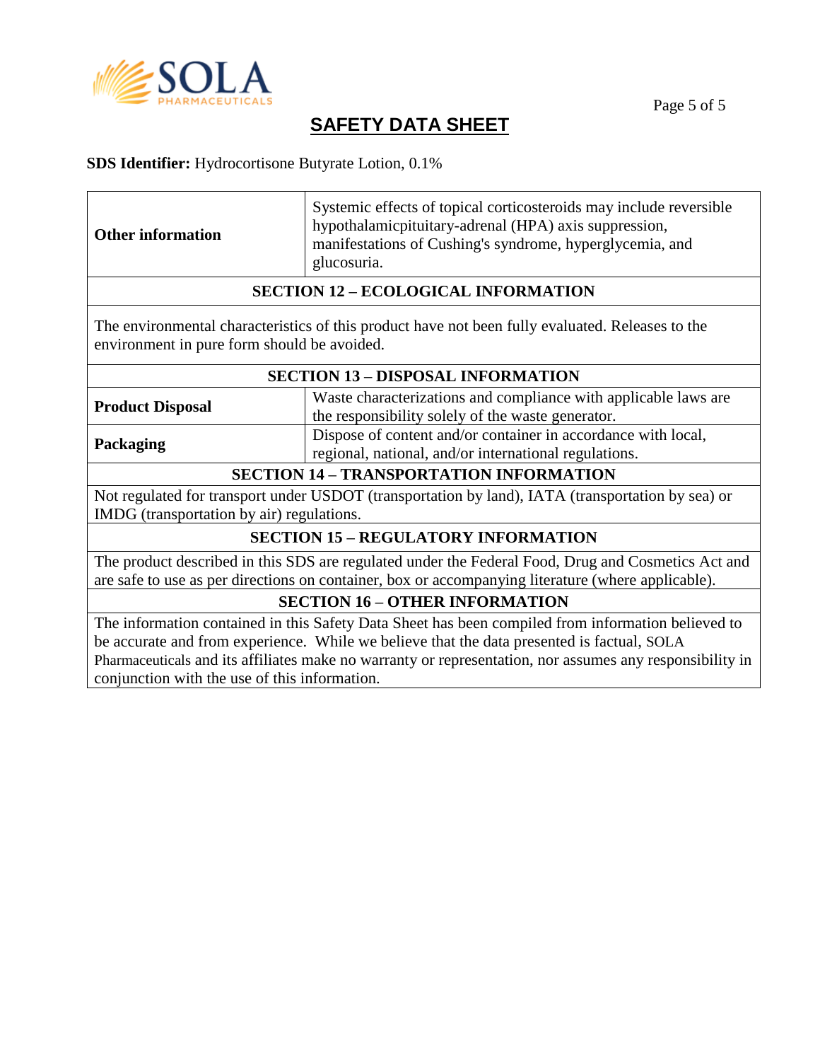# SAFETY DATA SHEET

**SDS Identifier:** Hydrocortisone Butyrate Lotion, 0.1%

| | |
|---|---|
| **Other information** | Systemic effects of topical corticosteroids may include reversible hypothalamicpituitary-adrenal (HPA) axis suppression, manifestations of Cushing's syndrome, hyperglycemia, and glucosuria. |

## SECTION 12 – ECOLOGICAL INFORMATION

The environmental characteristics of this product have not been fully evaluated. Releases to the environment in pure form should be avoided.

## SECTION 13 – DISPOSAL INFORMATION

| | |
|---|---|
| **Product Disposal** | Waste characterizations and compliance with applicable laws are the responsibility solely of the waste generator. |
| **Packaging** | Dispose of content and/or container in accordance with local, regional, national, and/or international regulations. |

## SECTION 14 – TRANSPORTATION INFORMATION

Not regulated for transport under USDOT (transportation by land), IATA (transportation by sea) or IMDG (transportation by air) regulations.

## SECTION 15 – REGULATORY INFORMATION

The product described in this SDS are regulated under the Federal Food, Drug and Cosmetics Act and are safe to use as per directions on container, box or accompanying literature (where applicable).

## SECTION 16 – OTHER INFORMATION

The information contained in this Safety Data Sheet has been compiled from information believed to be accurate and from experience. While we believe that the data presented is factual, SOLA Pharmaceuticals and its affiliates make no warranty or representation, nor assumes any responsibility in conjunction with the use of this information.